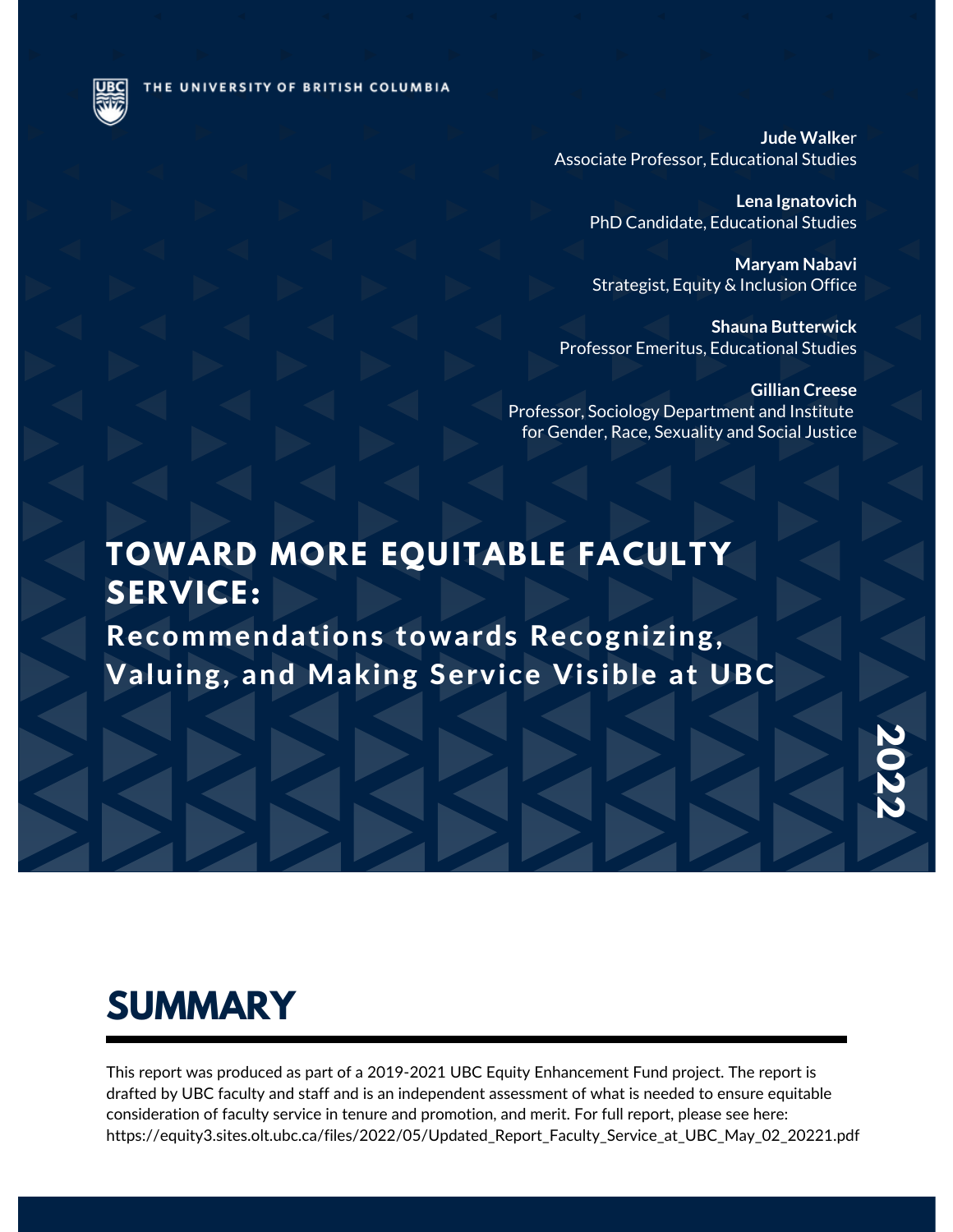THE UNIVERSITY OF BRITISH COLUMBIA

**Jude Walker**
Associate Professor, Educational Studies

**Lena Ignatovich**
PhD Candidate, Educational Studies

**Maryam Nabavi**
Strategist, Equity & Inclusion Office

**Shauna Butterwick**
Professor Emeritus, Educational Studies

**Gillian Creese**
Professor, Sociology Department and Institute for Gender, Race, Sexuality and Social Justice

# TOWARD MORE EQUITABLE FACULTY SERVICE:

## Recommendations towards Recognizing, Valuing, and Making Service Visible at UBC

2022

# SUMMARY

This report was produced as part of a 2019-2021 UBC Equity Enhancement Fund project. The report is drafted by UBC faculty and staff and is an independent assessment of what is needed to ensure equitable consideration of faculty service in tenure and promotion, and merit. For full report, please see here: https://equity3.sites.olt.ubc.ca/files/2022/05/Updated_Report_Faculty_Service_at_UBC_May_02_20221.pdf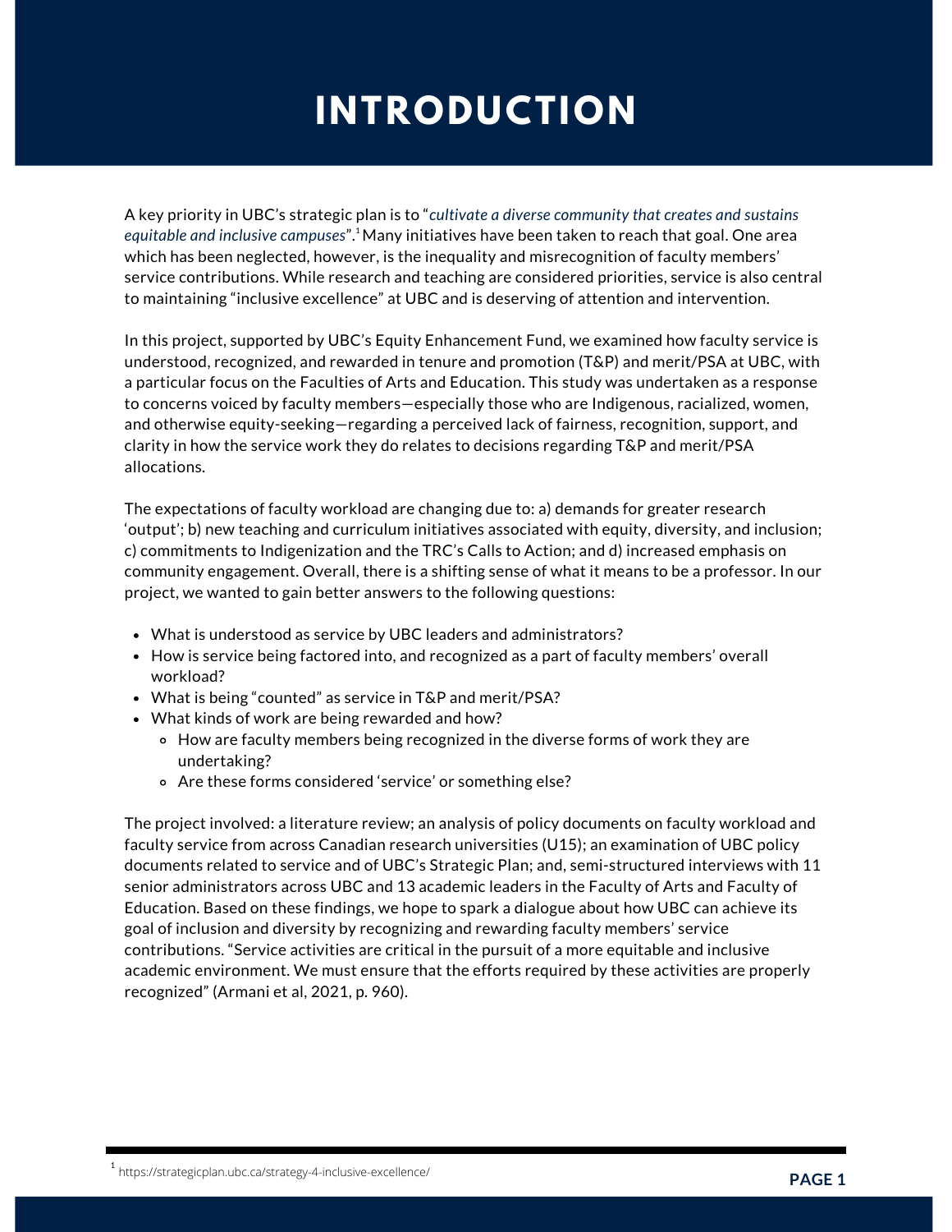# INTRODUCTION

A key priority in UBC's strategic plan is to "*cultivate a diverse community that creates and sustains equitable and inclusive campuses*".[1] Many initiatives have been taken to reach that goal. One area which has been neglected, however, is the inequality and misrecognition of faculty members' service contributions. While research and teaching are considered priorities, service is also central to maintaining "inclusive excellence" at UBC and is deserving of attention and intervention.

In this project, supported by UBC's Equity Enhancement Fund, we examined how faculty service is understood, recognized, and rewarded in tenure and promotion (T&P) and merit/PSA at UBC, with a particular focus on the Faculties of Arts and Education. This study was undertaken as a response to concerns voiced by faculty members—especially those who are Indigenous, racialized, women, and otherwise equity-seeking—regarding a perceived lack of fairness, recognition, support, and clarity in how the service work they do relates to decisions regarding T&P and merit/PSA allocations.

The expectations of faculty workload are changing due to: a) demands for greater research 'output'; b) new teaching and curriculum initiatives associated with equity, diversity, and inclusion; c) commitments to Indigenization and the TRC's Calls to Action; and d) increased emphasis on community engagement. Overall, there is a shifting sense of what it means to be a professor. In our project, we wanted to gain better answers to the following questions:

- What is understood as service by UBC leaders and administrators?
- How is service being factored into, and recognized as a part of faculty members' overall workload?
- What is being "counted" as service in T&P and merit/PSA?
- What kinds of work are being rewarded and how?
  - How are faculty members being recognized in the diverse forms of work they are undertaking?
  - Are these forms considered 'service' or something else?

The project involved: a literature review; an analysis of policy documents on faculty workload and faculty service from across Canadian research universities (U15); an examination of UBC policy documents related to service and of UBC's Strategic Plan; and, semi-structured interviews with 11 senior administrators across UBC and 13 academic leaders in the Faculty of Arts and Faculty of Education. Based on these findings, we hope to spark a dialogue about how UBC can achieve its goal of inclusion and diversity by recognizing and rewarding faculty members' service contributions. "Service activities are critical in the pursuit of a more equitable and inclusive academic environment. We must ensure that the efforts required by these activities are properly recognized" (Armani et al, 2021, p. 960).

[1] https://strategicplan.ubc.ca/strategy-4-inclusive-excellence/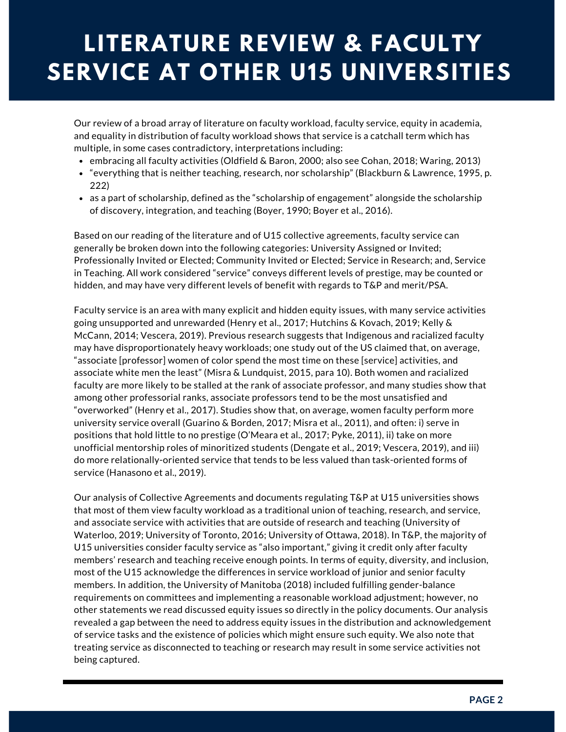# LITERATURE REVIEW & FACULTY SERVICE AT OTHER U15 UNIVERSITIES

Our review of a broad array of literature on faculty workload, faculty service, equity in academia, and equality in distribution of faculty workload shows that service is a catchall term which has multiple, in some cases contradictory, interpretations including:

- embracing all faculty activities (Oldfield & Baron, 2000; also see Cohan, 2018; Waring, 2013)
- "everything that is neither teaching, research, nor scholarship" (Blackburn & Lawrence, 1995, p. 222)
- as a part of scholarship, defined as the "scholarship of engagement" alongside the scholarship of discovery, integration, and teaching (Boyer, 1990; Boyer et al., 2016).

Based on our reading of the literature and of U15 collective agreements, faculty service can generally be broken down into the following categories: University Assigned or Invited; Professionally Invited or Elected; Community Invited or Elected; Service in Research; and, Service in Teaching. All work considered "service" conveys different levels of prestige, may be counted or hidden, and may have very different levels of benefit with regards to T&P and merit/PSA.

Faculty service is an area with many explicit and hidden equity issues, with many service activities going unsupported and unrewarded (Henry et al., 2017; Hutchins & Kovach, 2019; Kelly & McCann, 2014; Vescera, 2019). Previous research suggests that Indigenous and racialized faculty may have disproportionately heavy workloads; one study out of the US claimed that, on average, "associate [professor] women of color spend the most time on these [service] activities, and associate white men the least" (Misra & Lundquist, 2015, para 10). Both women and racialized faculty are more likely to be stalled at the rank of associate professor, and many studies show that among other professorial ranks, associate professors tend to be the most unsatisfied and "overworked" (Henry et al., 2017). Studies show that, on average, women faculty perform more university service overall (Guarino & Borden, 2017; Misra et al., 2011), and often: i) serve in positions that hold little to no prestige (O'Meara et al., 2017; Pyke, 2011), ii) take on more unofficial mentorship roles of minoritized students (Dengate et al., 2019; Vescera, 2019), and iii) do more relationally-oriented service that tends to be less valued than task-oriented forms of service (Hanasono et al., 2019).

Our analysis of Collective Agreements and documents regulating T&P at U15 universities shows that most of them view faculty workload as a traditional union of teaching, research, and service, and associate service with activities that are outside of research and teaching (University of Waterloo, 2019; University of Toronto, 2016; University of Ottawa, 2018). In T&P, the majority of U15 universities consider faculty service as "also important," giving it credit only after faculty members' research and teaching receive enough points. In terms of equity, diversity, and inclusion, most of the U15 acknowledge the differences in service workload of junior and senior faculty members. In addition, the University of Manitoba (2018) included fulfilling gender-balance requirements on committees and implementing a reasonable workload adjustment; however, no other statements we read discussed equity issues so directly in the policy documents. Our analysis revealed a gap between the need to address equity issues in the distribution and acknowledgement of service tasks and the existence of policies which might ensure such equity. We also note that treating service as disconnected to teaching or research may result in some service activities not being captured.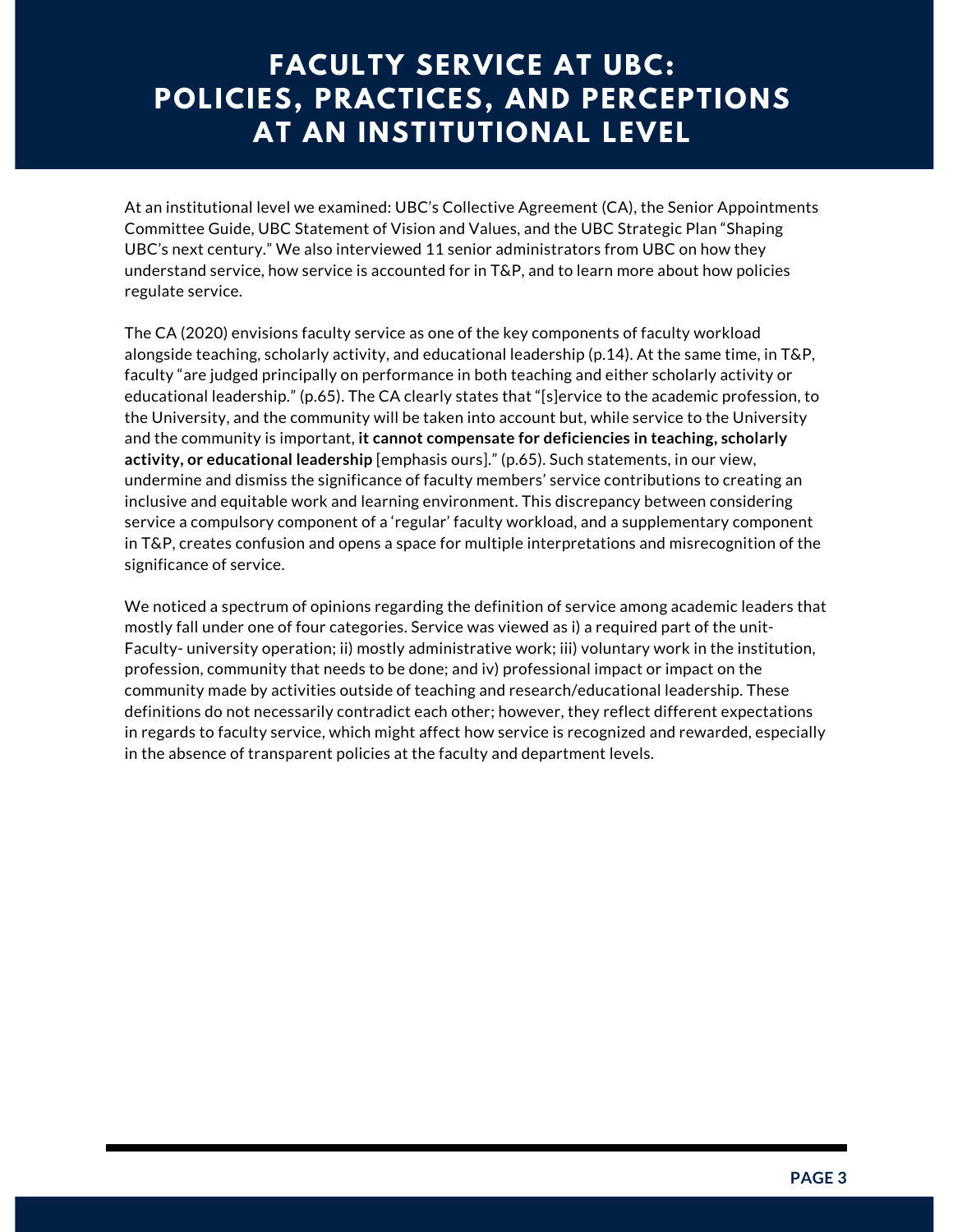# FACULTY SERVICE AT UBC: POLICIES, PRACTICES, AND PERCEPTIONS AT AN INSTITUTIONAL LEVEL

At an institutional level we examined: UBC's Collective Agreement (CA), the Senior Appointments Committee Guide, UBC Statement of Vision and Values, and the UBC Strategic Plan "Shaping UBC's next century." We also interviewed 11 senior administrators from UBC on how they understand service, how service is accounted for in T&P, and to learn more about how policies regulate service.

The CA (2020) envisions faculty service as one of the key components of faculty workload alongside teaching, scholarly activity, and educational leadership (p.14). At the same time, in T&P, faculty "are judged principally on performance in both teaching and either scholarly activity or educational leadership." (p.65). The CA clearly states that "[s]ervice to the academic profession, to the University, and the community will be taken into account but, while service to the University and the community is important, **it cannot compensate for deficiencies in teaching, scholarly activity, or educational leadership** [emphasis ours]." (p.65). Such statements, in our view, undermine and dismiss the significance of faculty members' service contributions to creating an inclusive and equitable work and learning environment. This discrepancy between considering service a compulsory component of a 'regular' faculty workload, and a supplementary component in T&P, creates confusion and opens a space for multiple interpretations and misrecognition of the significance of service.

We noticed a spectrum of opinions regarding the definition of service among academic leaders that mostly fall under one of four categories. Service was viewed as i) a required part of the unit-Faculty- university operation; ii) mostly administrative work; iii) voluntary work in the institution, profession, community that needs to be done; and iv) professional impact or impact on the community made by activities outside of teaching and research/educational leadership. These definitions do not necessarily contradict each other; however, they reflect different expectations in regards to faculty service, which might affect how service is recognized and rewarded, especially in the absence of transparent policies at the faculty and department levels.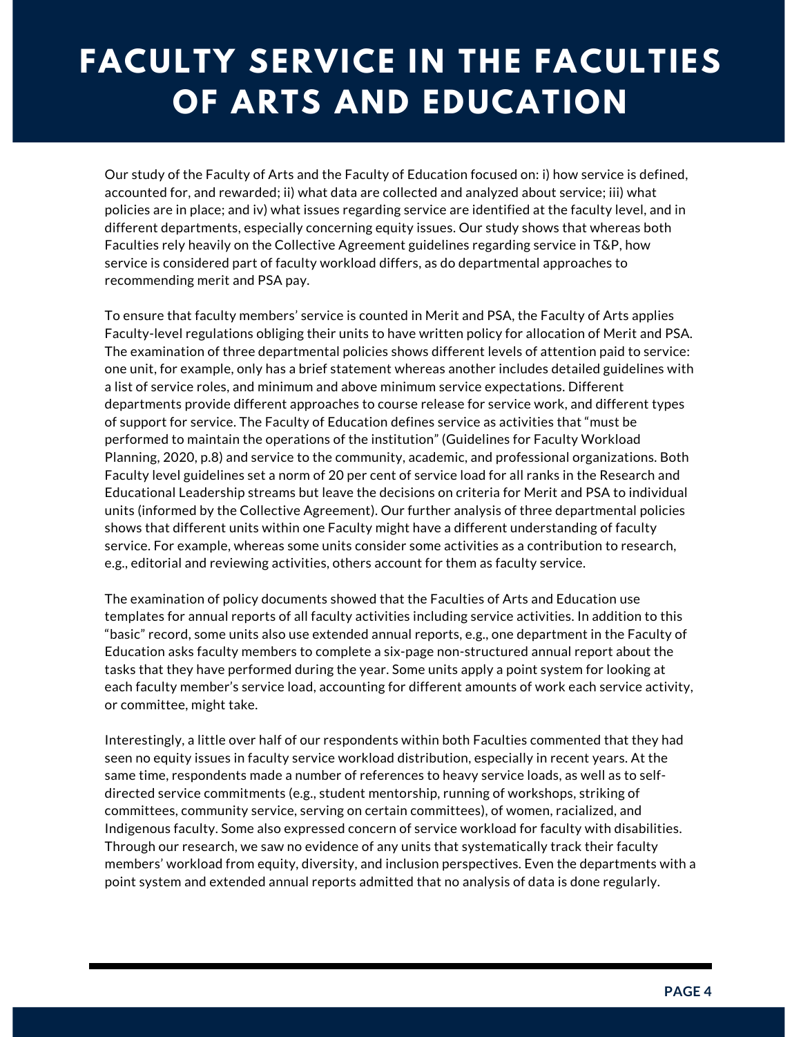# FACULTY SERVICE IN THE FACULTIES OF ARTS AND EDUCATION

Our study of the Faculty of Arts and the Faculty of Education focused on: i) how service is defined, accounted for, and rewarded; ii) what data are collected and analyzed about service; iii) what policies are in place; and iv) what issues regarding service are identified at the faculty level, and in different departments, especially concerning equity issues. Our study shows that whereas both Faculties rely heavily on the Collective Agreement guidelines regarding service in T&P, how service is considered part of faculty workload differs, as do departmental approaches to recommending merit and PSA pay.

To ensure that faculty members' service is counted in Merit and PSA, the Faculty of Arts applies Faculty-level regulations obliging their units to have written policy for allocation of Merit and PSA. The examination of three departmental policies shows different levels of attention paid to service: one unit, for example, only has a brief statement whereas another includes detailed guidelines with a list of service roles, and minimum and above minimum service expectations. Different departments provide different approaches to course release for service work, and different types of support for service. The Faculty of Education defines service as activities that "must be performed to maintain the operations of the institution" (Guidelines for Faculty Workload Planning, 2020, p.8) and service to the community, academic, and professional organizations. Both Faculty level guidelines set a norm of 20 per cent of service load for all ranks in the Research and Educational Leadership streams but leave the decisions on criteria for Merit and PSA to individual units (informed by the Collective Agreement). Our further analysis of three departmental policies shows that different units within one Faculty might have a different understanding of faculty service. For example, whereas some units consider some activities as a contribution to research, e.g., editorial and reviewing activities, others account for them as faculty service.

The examination of policy documents showed that the Faculties of Arts and Education use templates for annual reports of all faculty activities including service activities. In addition to this "basic" record, some units also use extended annual reports, e.g., one department in the Faculty of Education asks faculty members to complete a six-page non-structured annual report about the tasks that they have performed during the year. Some units apply a point system for looking at each faculty member's service load, accounting for different amounts of work each service activity, or committee, might take.

Interestingly, a little over half of our respondents within both Faculties commented that they had seen no equity issues in faculty service workload distribution, especially in recent years. At the same time, respondents made a number of references to heavy service loads, as well as to self-directed service commitments (e.g., student mentorship, running of workshops, striking of committees, community service, serving on certain committees), of women, racialized, and Indigenous faculty. Some also expressed concern of service workload for faculty with disabilities. Through our research, we saw no evidence of any units that systematically track their faculty members' workload from equity, diversity, and inclusion perspectives. Even the departments with a point system and extended annual reports admitted that no analysis of data is done regularly.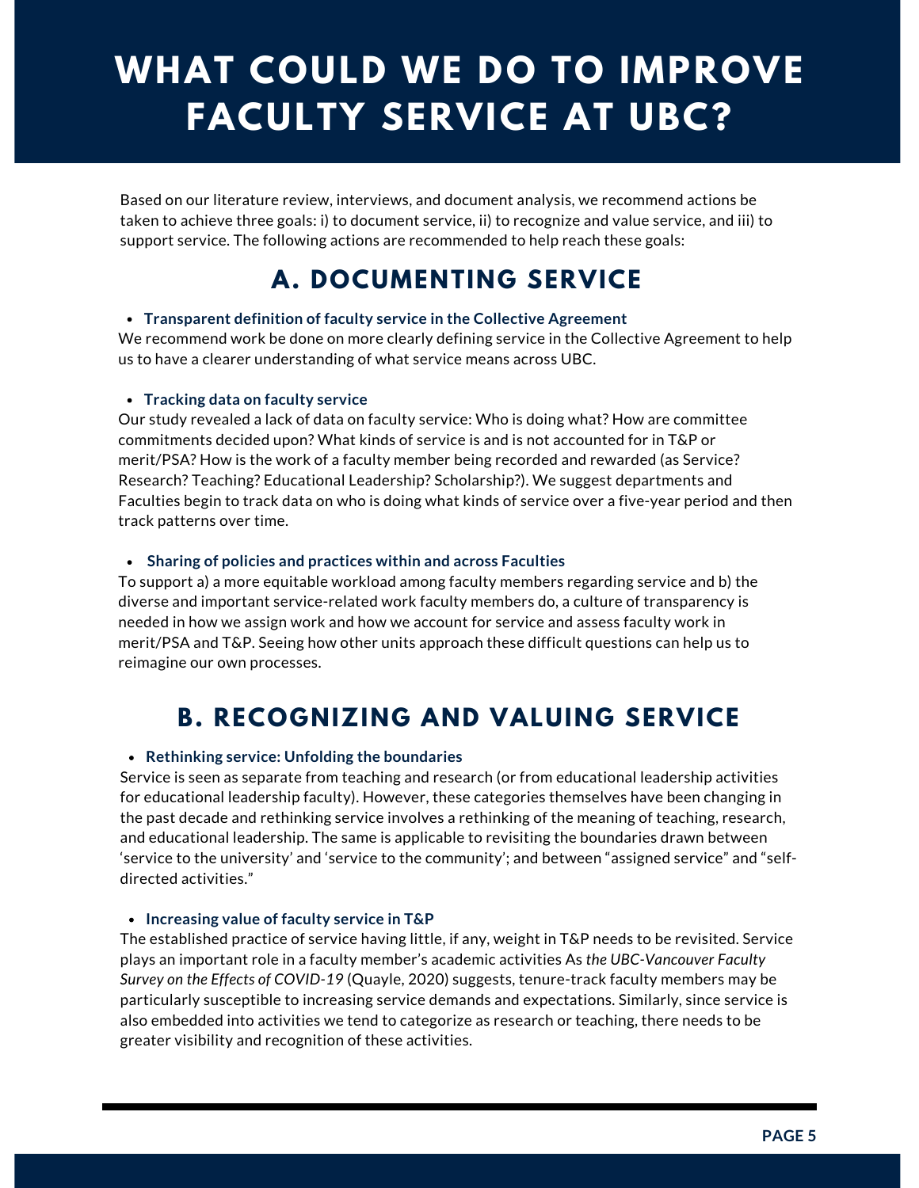# WHAT COULD WE DO TO IMPROVE FACULTY SERVICE AT UBC?

Based on our literature review, interviews, and document analysis, we recommend actions be taken to achieve three goals: i) to document service, ii) to recognize and value service, and iii) to support service. The following actions are recommended to help reach these goals:

## A. DOCUMENTING SERVICE

- **Transparent definition of faculty service in the Collective Agreement**

We recommend work be done on more clearly defining service in the Collective Agreement to help us to have a clearer understanding of what service means across UBC.

- **Tracking data on faculty service**

Our study revealed a lack of data on faculty service: Who is doing what? How are committee commitments decided upon? What kinds of service is and is not accounted for in T&P or merit/PSA? How is the work of a faculty member being recorded and rewarded (as Service? Research? Teaching? Educational Leadership? Scholarship?). We suggest departments and Faculties begin to track data on who is doing what kinds of service over a five-year period and then track patterns over time.

- **Sharing of policies and practices within and across Faculties**

To support a) a more equitable workload among faculty members regarding service and b) the diverse and important service-related work faculty members do, a culture of transparency is needed in how we assign work and how we account for service and assess faculty work in merit/PSA and T&P. Seeing how other units approach these difficult questions can help us to reimagine our own processes.

## B. RECOGNIZING AND VALUING SERVICE

- **Rethinking service: Unfolding the boundaries**

Service is seen as separate from teaching and research (or from educational leadership activities for educational leadership faculty). However, these categories themselves have been changing in the past decade and rethinking service involves a rethinking of the meaning of teaching, research, and educational leadership. The same is applicable to revisiting the boundaries drawn between 'service to the university' and 'service to the community'; and between "assigned service" and "self-directed activities."

- **Increasing value of faculty service in T&P**

The established practice of service having little, if any, weight in T&P needs to be revisited. Service plays an important role in a faculty member's academic activities As *the UBC-Vancouver Faculty Survey on the Effects of COVID-19* (Quayle, 2020) suggests, tenure-track faculty members may be particularly susceptible to increasing service demands and expectations. Similarly, since service is also embedded into activities we tend to categorize as research or teaching, there needs to be greater visibility and recognition of these activities.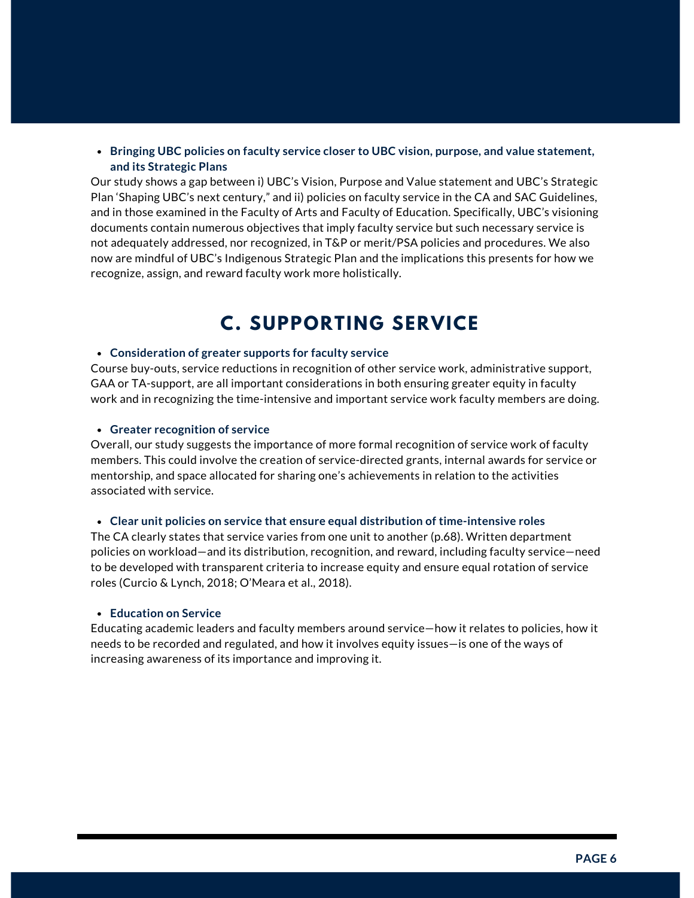- **Bringing UBC policies on faculty service closer to UBC vision, purpose, and value statement, and its Strategic Plans**

Our study shows a gap between i) UBC's Vision, Purpose and Value statement and UBC's Strategic Plan 'Shaping UBC's next century," and ii) policies on faculty service in the CA and SAC Guidelines, and in those examined in the Faculty of Arts and Faculty of Education. Specifically, UBC's visioning documents contain numerous objectives that imply faculty service but such necessary service is not adequately addressed, nor recognized, in T&P or merit/PSA policies and procedures. We also now are mindful of UBC's Indigenous Strategic Plan and the implications this presents for how we recognize, assign, and reward faculty work more holistically.

## C. SUPPORTING SERVICE

- **Consideration of greater supports for faculty service**

Course buy-outs, service reductions in recognition of other service work, administrative support, GAA or TA-support, are all important considerations in both ensuring greater equity in faculty work and in recognizing the time-intensive and important service work faculty members are doing.

- **Greater recognition of service**

Overall, our study suggests the importance of more formal recognition of service work of faculty members. This could involve the creation of service-directed grants, internal awards for service or mentorship, and space allocated for sharing one's achievements in relation to the activities associated with service.

- **Clear unit policies on service that ensure equal distribution of time-intensive roles**

The CA clearly states that service varies from one unit to another (p.68). Written department policies on workload—and its distribution, recognition, and reward, including faculty service—need to be developed with transparent criteria to increase equity and ensure equal rotation of service roles (Curcio & Lynch, 2018; O'Meara et al., 2018).

- **Education on Service**

Educating academic leaders and faculty members around service—how it relates to policies, how it needs to be recorded and regulated, and how it involves equity issues—is one of the ways of increasing awareness of its importance and improving it.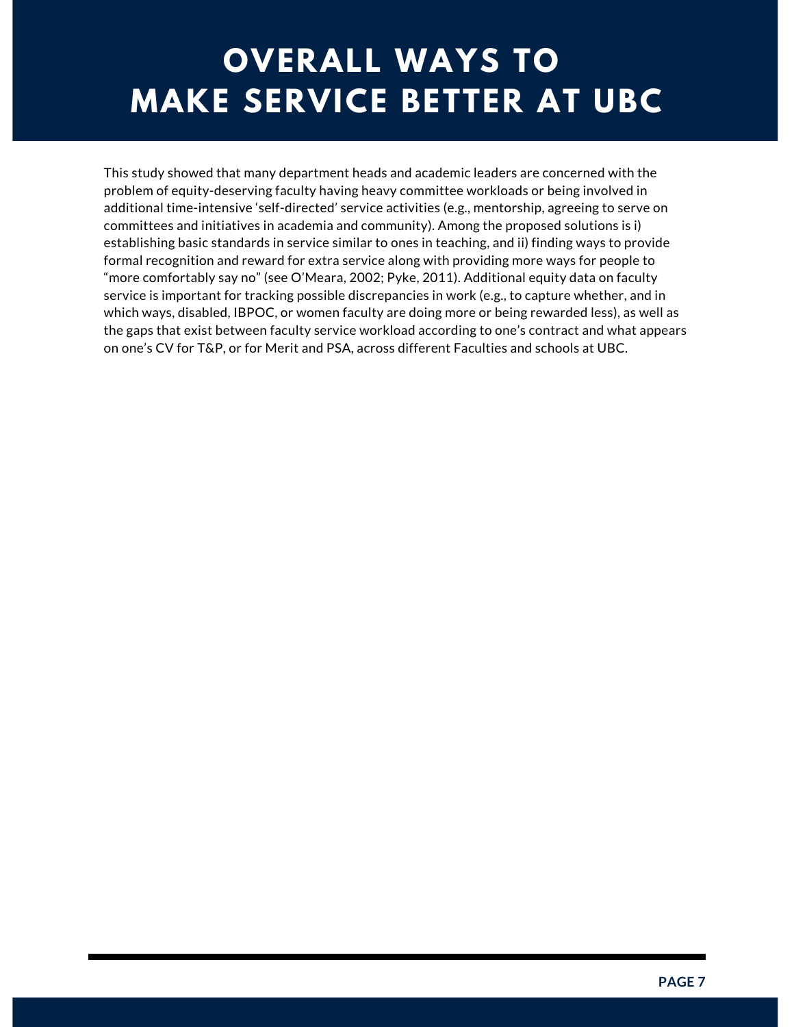# OVERALL WAYS TO MAKE SERVICE BETTER AT UBC

This study showed that many department heads and academic leaders are concerned with the problem of equity-deserving faculty having heavy committee workloads or being involved in additional time-intensive 'self-directed' service activities (e.g., mentorship, agreeing to serve on committees and initiatives in academia and community). Among the proposed solutions is i) establishing basic standards in service similar to ones in teaching, and ii) finding ways to provide formal recognition and reward for extra service along with providing more ways for people to "more comfortably say no" (see O'Meara, 2002; Pyke, 2011). Additional equity data on faculty service is important for tracking possible discrepancies in work (e.g., to capture whether, and in which ways, disabled, IBPOC, or women faculty are doing more or being rewarded less), as well as the gaps that exist between faculty service workload according to one's contract and what appears on one's CV for T&P, or for Merit and PSA, across different Faculties and schools at UBC.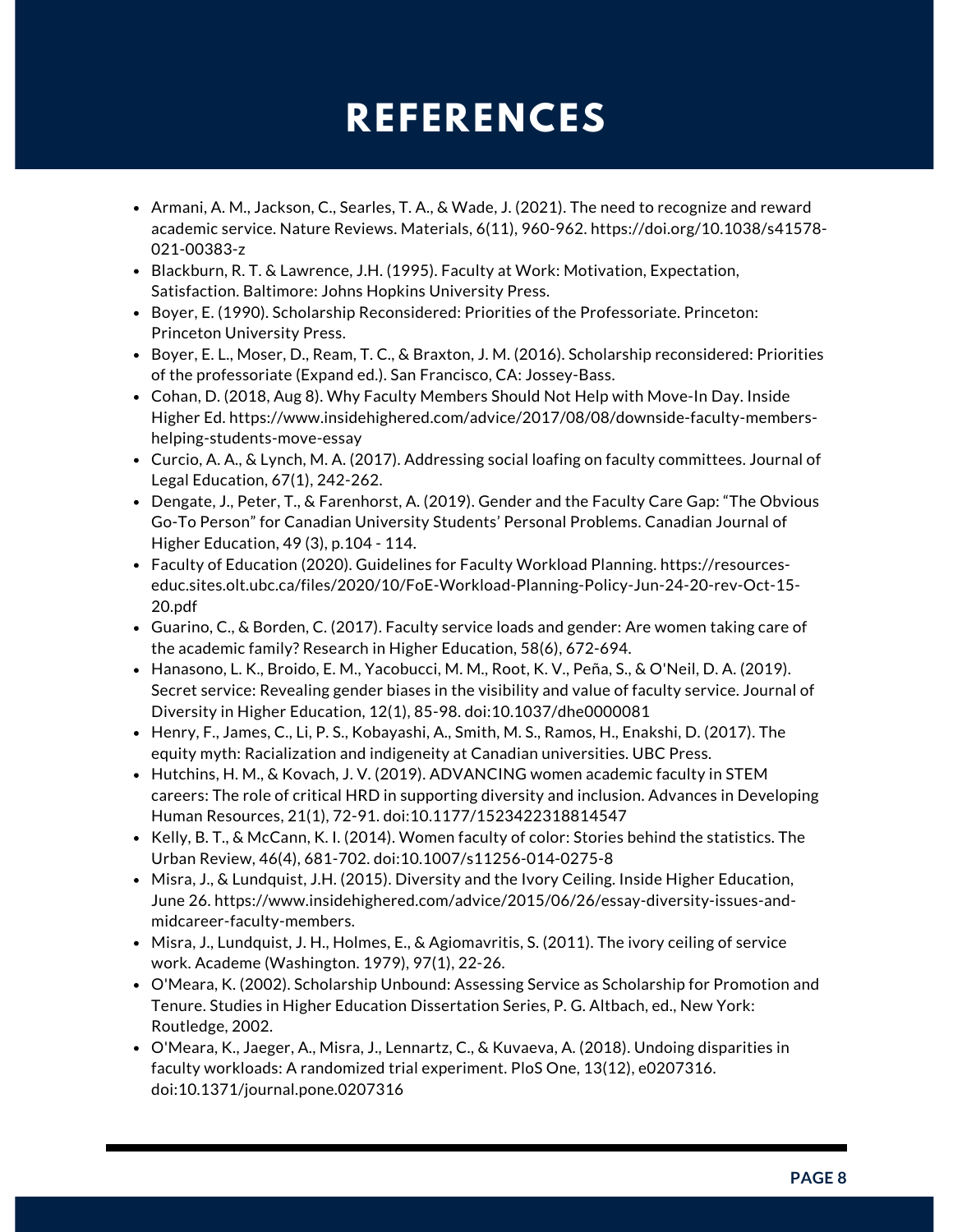# REFERENCES

- Armani, A. M., Jackson, C., Searles, T. A., & Wade, J. (2021). The need to recognize and reward academic service. Nature Reviews. Materials, 6(11), 960-962. https://doi.org/10.1038/s41578-021-00383-z
- Blackburn, R. T. & Lawrence, J.H. (1995). Faculty at Work: Motivation, Expectation, Satisfaction. Baltimore: Johns Hopkins University Press.
- Boyer, E. (1990). Scholarship Reconsidered: Priorities of the Professoriate. Princeton: Princeton University Press.
- Boyer, E. L., Moser, D., Ream, T. C., & Braxton, J. M. (2016). Scholarship reconsidered: Priorities of the professoriate (Expand ed.). San Francisco, CA: Jossey-Bass.
- Cohan, D. (2018, Aug 8). Why Faculty Members Should Not Help with Move-In Day. Inside Higher Ed. https://www.insidehighered.com/advice/2017/08/08/downside-faculty-members-helping-students-move-essay
- Curcio, A. A., & Lynch, M. A. (2017). Addressing social loafing on faculty committees. Journal of Legal Education, 67(1), 242-262.
- Dengate, J., Peter, T., & Farenhorst, A. (2019). Gender and the Faculty Care Gap: "The Obvious Go-To Person" for Canadian University Students' Personal Problems. Canadian Journal of Higher Education, 49 (3), p.104 - 114.
- Faculty of Education (2020). Guidelines for Faculty Workload Planning. https://resources-educ.sites.olt.ubc.ca/files/2020/10/FoE-Workload-Planning-Policy-Jun-24-20-rev-Oct-15-20.pdf
- Guarino, C., & Borden, C. (2017). Faculty service loads and gender: Are women taking care of the academic family? Research in Higher Education, 58(6), 672-694.
- Hanasono, L. K., Broido, E. M., Yacobucci, M. M., Root, K. V., Peña, S., & O'Neil, D. A. (2019). Secret service: Revealing gender biases in the visibility and value of faculty service. Journal of Diversity in Higher Education, 12(1), 85-98. doi:10.1037/dhe0000081
- Henry, F., James, C., Li, P. S., Kobayashi, A., Smith, M. S., Ramos, H., Enakshi, D. (2017). The equity myth: Racialization and indigeneity at Canadian universities. UBC Press.
- Hutchins, H. M., & Kovach, J. V. (2019). ADVANCING women academic faculty in STEM careers: The role of critical HRD in supporting diversity and inclusion. Advances in Developing Human Resources, 21(1), 72-91. doi:10.1177/1523422318814547
- Kelly, B. T., & McCann, K. I. (2014). Women faculty of color: Stories behind the statistics. The Urban Review, 46(4), 681-702. doi:10.1007/s11256-014-0275-8
- Misra, J., & Lundquist, J.H. (2015). Diversity and the Ivory Ceiling. Inside Higher Education, June 26. https://www.insidehighered.com/advice/2015/06/26/essay-diversity-issues-and-midcareer-faculty-members.
- Misra, J., Lundquist, J. H., Holmes, E., & Agiomavritis, S. (2011). The ivory ceiling of service work. Academe (Washington. 1979), 97(1), 22-26.
- O'Meara, K. (2002). Scholarship Unbound: Assessing Service as Scholarship for Promotion and Tenure. Studies in Higher Education Dissertation Series, P. G. Altbach, ed., New York: Routledge, 2002.
- O'Meara, K., Jaeger, A., Misra, J., Lennartz, C., & Kuvaeva, A. (2018). Undoing disparities in faculty workloads: A randomized trial experiment. PloS One, 13(12), e0207316. doi:10.1371/journal.pone.0207316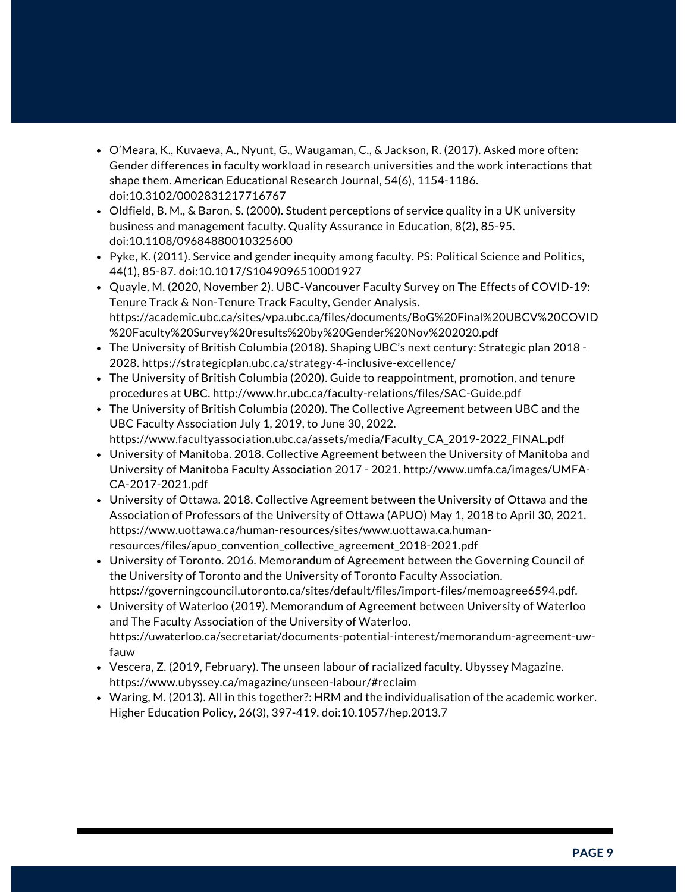- O’Meara, K., Kuvaeva, A., Nyunt, G., Waugaman, C., & Jackson, R. (2017). Asked more often: Gender differences in faculty workload in research universities and the work interactions that shape them. American Educational Research Journal, 54(6), 1154-1186. doi:10.3102/0002831217716767
- Oldfield, B. M., & Baron, S. (2000). Student perceptions of service quality in a UK university business and management faculty. Quality Assurance in Education, 8(2), 85-95. doi:10.1108/09684880010325600
- Pyke, K. (2011). Service and gender inequity among faculty. PS: Political Science and Politics, 44(1), 85-87. doi:10.1017/S1049096510001927
- Quayle, M. (2020, November 2). UBC-Vancouver Faculty Survey on The Effects of COVID-19: Tenure Track & Non-Tenure Track Faculty, Gender Analysis. https://academic.ubc.ca/sites/vpa.ubc.ca/files/documents/BoG%20Final%20UBCV%20COVID%20Faculty%20Survey%20results%20by%20Gender%20Nov%202020.pdf
- The University of British Columbia (2018). Shaping UBC’s next century: Strategic plan 2018 - 2028. https://strategicplan.ubc.ca/strategy-4-inclusive-excellence/
- The University of British Columbia (2020). Guide to reappointment, promotion, and tenure procedures at UBC. http://www.hr.ubc.ca/faculty-relations/files/SAC-Guide.pdf
- The University of British Columbia (2020). The Collective Agreement between UBC and the UBC Faculty Association July 1, 2019, to June 30, 2022. https://www.facultyassociation.ubc.ca/assets/media/Faculty_CA_2019-2022_FINAL.pdf
- University of Manitoba. 2018. Collective Agreement between the University of Manitoba and University of Manitoba Faculty Association 2017 - 2021. http://www.umfa.ca/images/UMFA-CA-2017-2021.pdf
- University of Ottawa. 2018. Collective Agreement between the University of Ottawa and the Association of Professors of the University of Ottawa (APUO) May 1, 2018 to April 30, 2021. https://www.uottawa.ca/human-resources/sites/www.uottawa.ca.human-resources/files/apuo_convention_collective_agreement_2018-2021.pdf
- University of Toronto. 2016. Memorandum of Agreement between the Governing Council of the University of Toronto and the University of Toronto Faculty Association. https://governingcouncil.utoronto.ca/sites/default/files/import-files/memoagree6594.pdf.
- University of Waterloo (2019). Memorandum of Agreement between University of Waterloo and The Faculty Association of the University of Waterloo. https://uwaterloo.ca/secretariat/documents-potential-interest/memorandum-agreement-uw-fauw
- Vescera, Z. (2019, February). The unseen labour of racialized faculty. Ubyssey Magazine. https://www.ubyssey.ca/magazine/unseen-labour/#reclaim
- Waring, M. (2013). All in this together?: HRM and the individualisation of the academic worker. Higher Education Policy, 26(3), 397-419. doi:10.1057/hep.2013.7